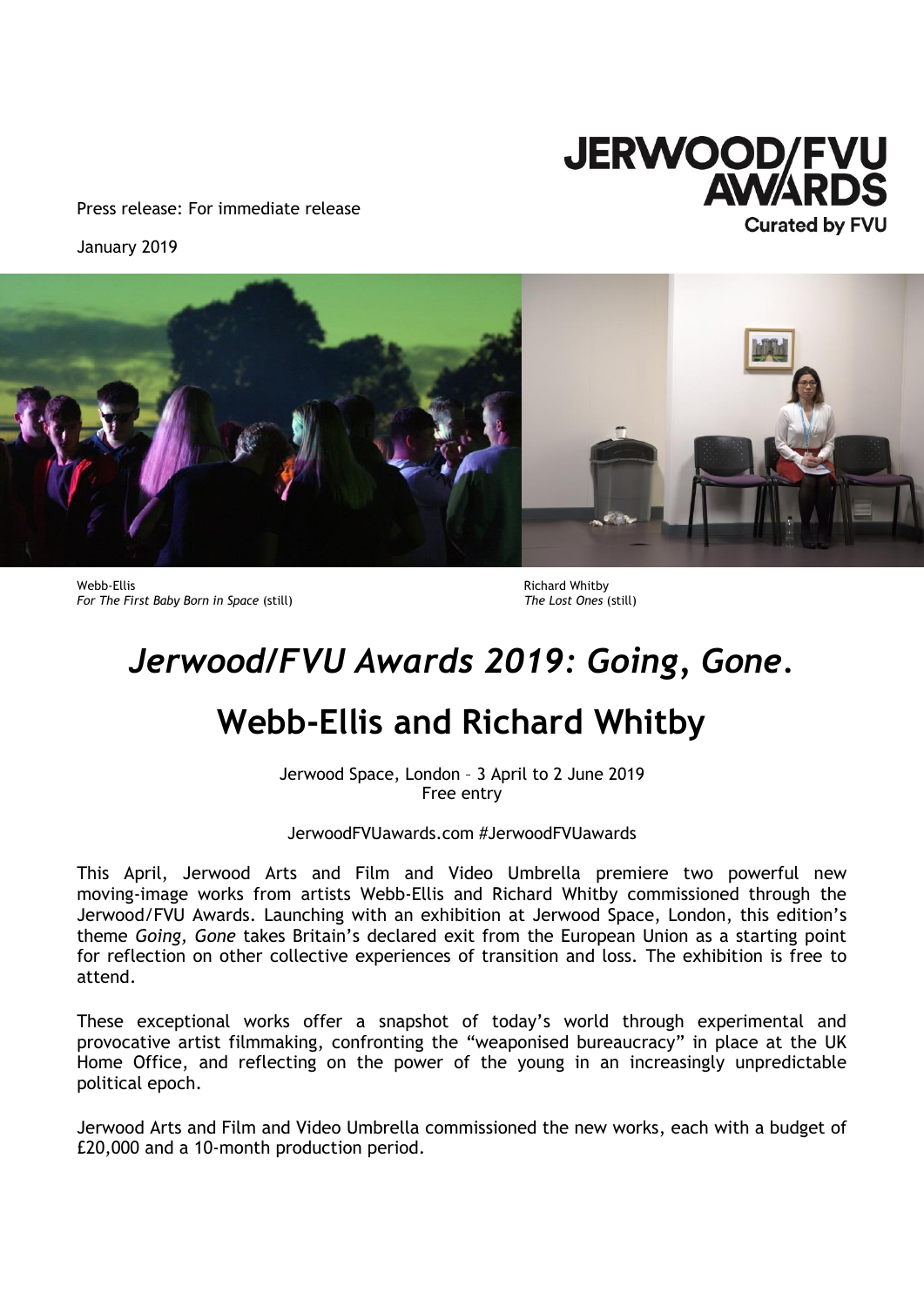JERWOOD/FVU AWARDS
Curated by FVU

Press release: For immediate release

January 2019

Webb-Ellis
*For The First Baby Born in Space* (still)

Richard Whitby
*The Lost Ones* (still)

# *Jerwood/FVU Awards 2019: Going, Gone.*

# Webb-Ellis and Richard Whitby

Jerwood Space, London – 3 April to 2 June 2019
Free entry

JerwoodFVUawards.com #JerwoodFVUawards

This April, Jerwood Arts and Film and Video Umbrella premiere two powerful new moving-image works from artists Webb-Ellis and Richard Whitby commissioned through the Jerwood/FVU Awards. Launching with an exhibition at Jerwood Space, London, this edition's theme *Going, Gone* takes Britain's declared exit from the European Union as a starting point for reflection on other collective experiences of transition and loss. The exhibition is free to attend.

These exceptional works offer a snapshot of today's world through experimental and provocative artist filmmaking, confronting the "weaponised bureaucracy" in place at the UK Home Office, and reflecting on the power of the young in an increasingly unpredictable political epoch.

Jerwood Arts and Film and Video Umbrella commissioned the new works, each with a budget of £20,000 and a 10-month production period.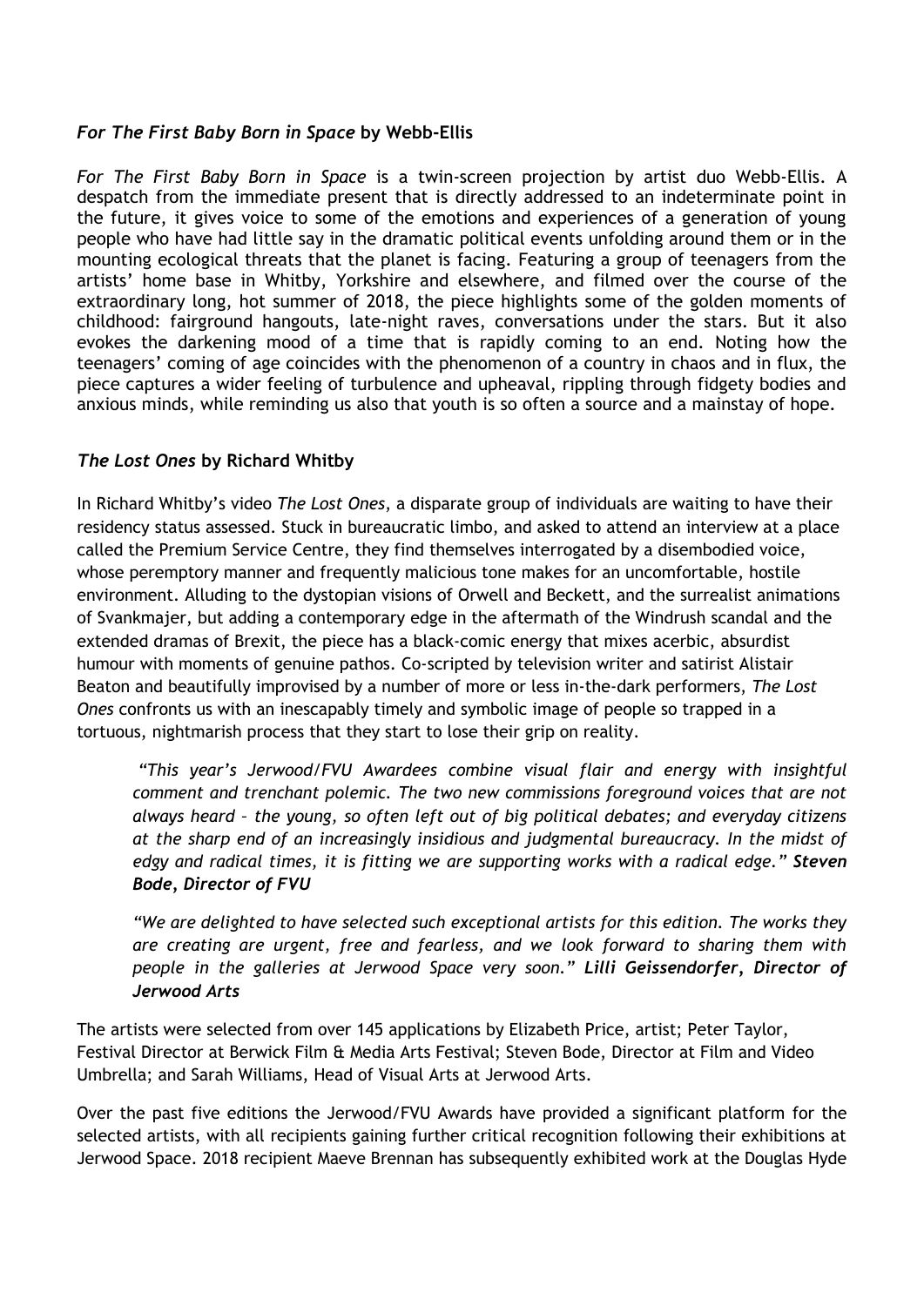### *For The First Baby Born in Space* by Webb-Ellis

*For The First Baby Born in Space* is a twin-screen projection by artist duo Webb-Ellis. A despatch from the immediate present that is directly addressed to an indeterminate point in the future, it gives voice to some of the emotions and experiences of a generation of young people who have had little say in the dramatic political events unfolding around them or in the mounting ecological threats that the planet is facing. Featuring a group of teenagers from the artists' home base in Whitby, Yorkshire and elsewhere, and filmed over the course of the extraordinary long, hot summer of 2018, the piece highlights some of the golden moments of childhood: fairground hangouts, late-night raves, conversations under the stars. But it also evokes the darkening mood of a time that is rapidly coming to an end. Noting how the teenagers' coming of age coincides with the phenomenon of a country in chaos and in flux, the piece captures a wider feeling of turbulence and upheaval, rippling through fidgety bodies and anxious minds, while reminding us also that youth is so often a source and a mainstay of hope.

### *The Lost Ones* by Richard Whitby

In Richard Whitby's video *The Lost Ones*, a disparate group of individuals are waiting to have their residency status assessed. Stuck in bureaucratic limbo, and asked to attend an interview at a place called the Premium Service Centre, they find themselves interrogated by a disembodied voice, whose peremptory manner and frequently malicious tone makes for an uncomfortable, hostile environment. Alluding to the dystopian visions of Orwell and Beckett, and the surrealist animations of Svankmajer, but adding a contemporary edge in the aftermath of the Windrush scandal and the extended dramas of Brexit, the piece has a black-comic energy that mixes acerbic, absurdist humour with moments of genuine pathos. Co-scripted by television writer and satirist Alistair Beaton and beautifully improvised by a number of more or less in-the-dark performers, *The Lost Ones* confronts us with an inescapably timely and symbolic image of people so trapped in a tortuous, nightmarish process that they start to lose their grip on reality.

> *"This year's Jerwood/FVU Awardees combine visual flair and energy with insightful comment and trenchant polemic. The two new commissions foreground voices that are not always heard – the young, so often left out of big political debates; and everyday citizens at the sharp end of an increasingly insidious and judgmental bureaucracy. In the midst of edgy and radical times, it is fitting we are supporting works with a radical edge."* ***Steven Bode, Director of FVU***

> *"We are delighted to have selected such exceptional artists for this edition. The works they are creating are urgent, free and fearless, and we look forward to sharing them with people in the galleries at Jerwood Space very soon."* ***Lilli Geissendorfer, Director of Jerwood Arts***

The artists were selected from over 145 applications by Elizabeth Price, artist; Peter Taylor, Festival Director at Berwick Film & Media Arts Festival; Steven Bode, Director at Film and Video Umbrella; and Sarah Williams, Head of Visual Arts at Jerwood Arts.

Over the past five editions the Jerwood/FVU Awards have provided a significant platform for the selected artists, with all recipients gaining further critical recognition following their exhibitions at Jerwood Space. 2018 recipient Maeve Brennan has subsequently exhibited work at the Douglas Hyde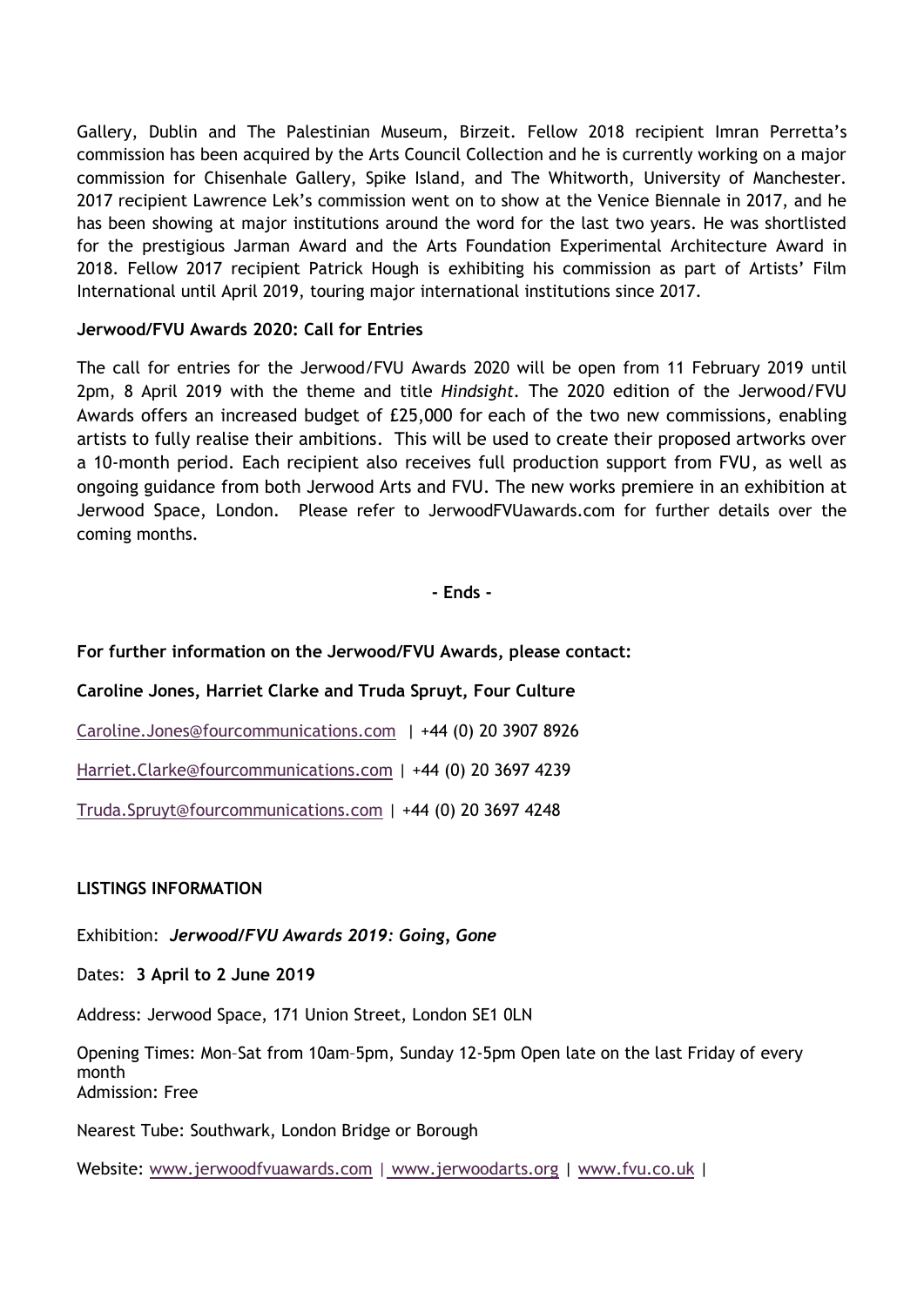Gallery, Dublin and The Palestinian Museum, Birzeit. Fellow 2018 recipient Imran Perretta's commission has been acquired by the Arts Council Collection and he is currently working on a major commission for Chisenhale Gallery, Spike Island, and The Whitworth, University of Manchester. 2017 recipient Lawrence Lek's commission went on to show at the Venice Biennale in 2017, and he has been showing at major institutions around the word for the last two years. He was shortlisted for the prestigious Jarman Award and the Arts Foundation Experimental Architecture Award in 2018. Fellow 2017 recipient Patrick Hough is exhibiting his commission as part of Artists' Film International until April 2019, touring major international institutions since 2017.

**Jerwood/FVU Awards 2020: Call for Entries**

The call for entries for the Jerwood/FVU Awards 2020 will be open from 11 February 2019 until 2pm, 8 April 2019 with the theme and title *Hindsight*. The 2020 edition of the Jerwood/FVU Awards offers an increased budget of £25,000 for each of the two new commissions, enabling artists to fully realise their ambitions. This will be used to create their proposed artworks over a 10-month period. Each recipient also receives full production support from FVU, as well as ongoing guidance from both Jerwood Arts and FVU. The new works premiere in an exhibition at Jerwood Space, London. Please refer to JerwoodFVUawards.com for further details over the coming months.

**- Ends -**

**For further information on the Jerwood/FVU Awards, please contact:**

**Caroline Jones, Harriet Clarke and Truda Spruyt, Four Culture**

Caroline.Jones@fourcommunications.com | +44 (0) 20 3907 8926

Harriet.Clarke@fourcommunications.com | +44 (0) 20 3697 4239

Truda.Spruyt@fourcommunications.com | +44 (0) 20 3697 4248

**LISTINGS INFORMATION**

Exhibition: ***Jerwood/FVU Awards 2019: Going, Gone***

Dates: **3 April to 2 June 2019**

Address: Jerwood Space, 171 Union Street, London SE1 0LN

Opening Times: Mon–Sat from 10am–5pm, Sunday 12-5pm Open late on the last Friday of every month
Admission: Free

Nearest Tube: Southwark, London Bridge or Borough

Website: www.jerwoodfvuawards.com | www.jerwoodarts.org | www.fvu.co.uk |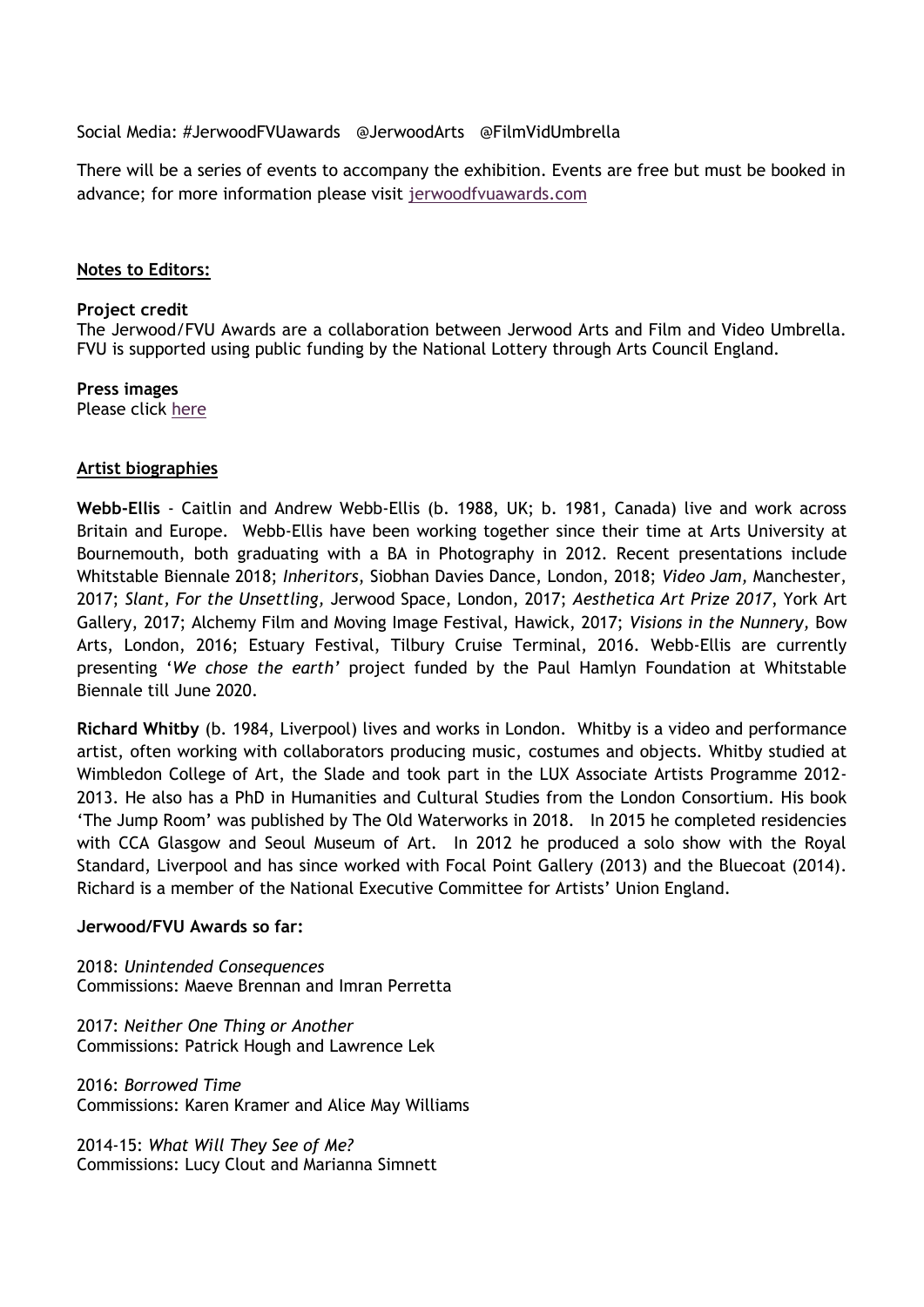Social Media: #JerwoodFVUawards @JerwoodArts @FilmVidUmbrella

There will be a series of events to accompany the exhibition. Events are free but must be booked in advance; for more information please visit jerwoodfvuawards.com

**Notes to Editors:**

**Project credit**
The Jerwood/FVU Awards are a collaboration between Jerwood Arts and Film and Video Umbrella. FVU is supported using public funding by the National Lottery through Arts Council England.

**Press images**
Please click here

**Artist biographies**

**Webb-Ellis** - Caitlin and Andrew Webb-Ellis (b. 1988, UK; b. 1981, Canada) live and work across Britain and Europe. Webb-Ellis have been working together since their time at Arts University at Bournemouth, both graduating with a BA in Photography in 2012. Recent presentations include Whitstable Biennale 2018; *Inheritors,* Siobhan Davies Dance, London, 2018; *Video Jam,* Manchester, 2017; *Slant, For the Unsettling,* Jerwood Space, London, 2017; *Aesthetica Art Prize 2017*, York Art Gallery, 2017; Alchemy Film and Moving Image Festival, Hawick, 2017; *Visions in the Nunnery,* Bow Arts, London, 2016; Estuary Festival, Tilbury Cruise Terminal, 2016. Webb-Ellis are currently presenting '*We chose the earth*' project funded by the Paul Hamlyn Foundation at Whitstable Biennale till June 2020.

**Richard Whitby** (b. 1984, Liverpool) lives and works in London. Whitby is a video and performance artist, often working with collaborators producing music, costumes and objects. Whitby studied at Wimbledon College of Art, the Slade and took part in the LUX Associate Artists Programme 2012-2013. He also has a PhD in Humanities and Cultural Studies from the London Consortium. His book 'The Jump Room' was published by The Old Waterworks in 2018. In 2015 he completed residencies with CCA Glasgow and Seoul Museum of Art. In 2012 he produced a solo show with the Royal Standard, Liverpool and has since worked with Focal Point Gallery (2013) and the Bluecoat (2014). Richard is a member of the National Executive Committee for Artists' Union England.

**Jerwood/FVU Awards so far:**

2018: *Unintended Consequences*
Commissions: Maeve Brennan and Imran Perretta

2017: *Neither One Thing or Another*
Commissions: Patrick Hough and Lawrence Lek

2016: *Borrowed Time*
Commissions: Karen Kramer and Alice May Williams

2014-15: *What Will They See of Me?*
Commissions: Lucy Clout and Marianna Simnett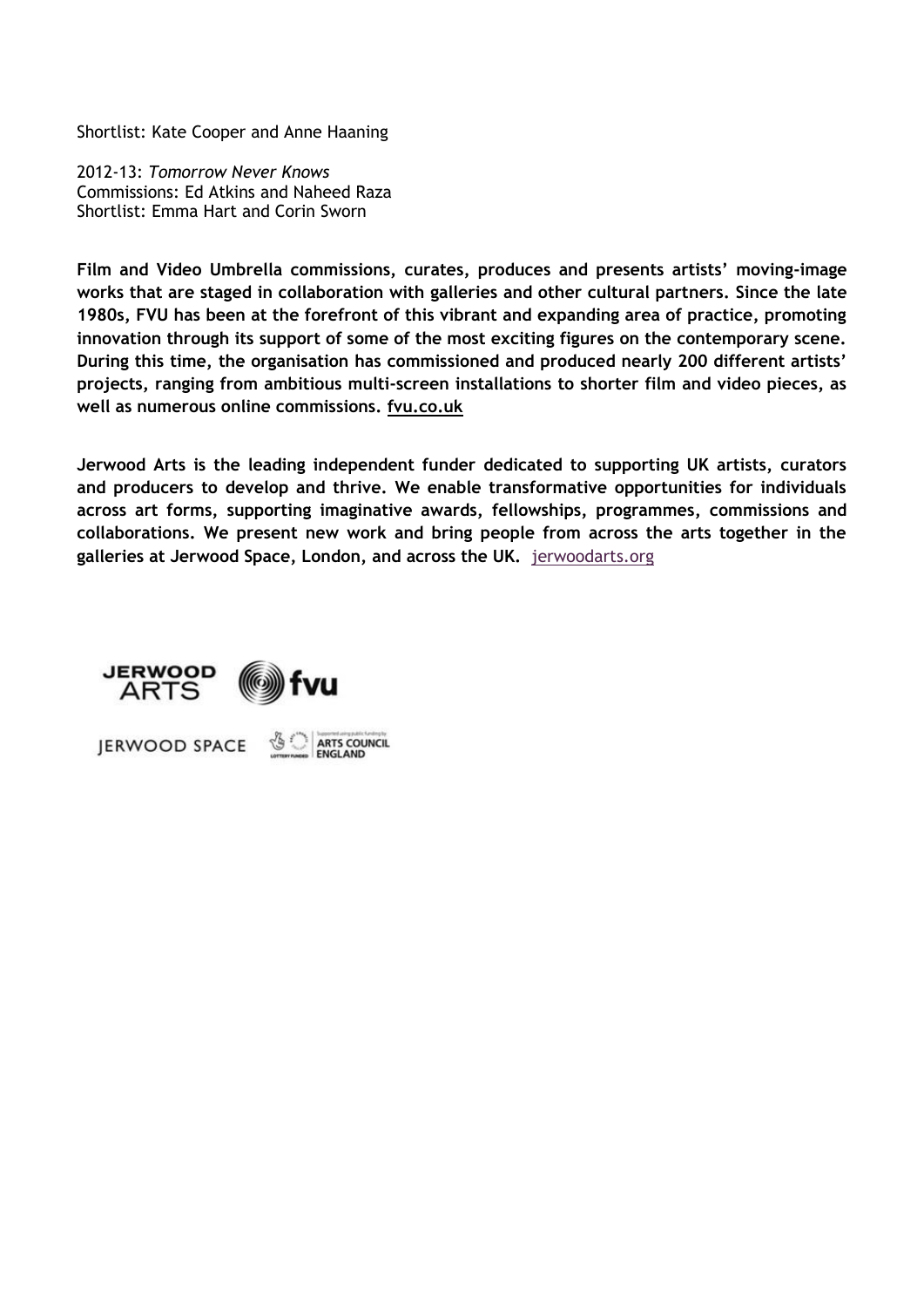Shortlist: Kate Cooper and Anne Haaning

2012-13: *Tomorrow Never Knows*
Commissions: Ed Atkins and Naheed Raza
Shortlist: Emma Hart and Corin Sworn

**Film and Video Umbrella commissions, curates, produces and presents artists' moving-image works that are staged in collaboration with galleries and other cultural partners. Since the late 1980s, FVU has been at the forefront of this vibrant and expanding area of practice, promoting innovation through its support of some of the most exciting figures on the contemporary scene. During this time, the organisation has commissioned and produced nearly 200 different artists' projects, ranging from ambitious multi-screen installations to shorter film and video pieces, as well as numerous online commissions. fvu.co.uk**

**Jerwood Arts is the leading independent funder dedicated to supporting UK artists, curators and producers to develop and thrive. We enable transformative opportunities for individuals across art forms, supporting imaginative awards, fellowships, programmes, commissions and collaborations. We present new work and bring people from across the arts together in the galleries at Jerwood Space, London, and across the UK.** jerwoodarts.org

JERWOOD ARTS fvu

JERWOOD SPACE Supported using public funding by ARTS COUNCIL ENGLAND